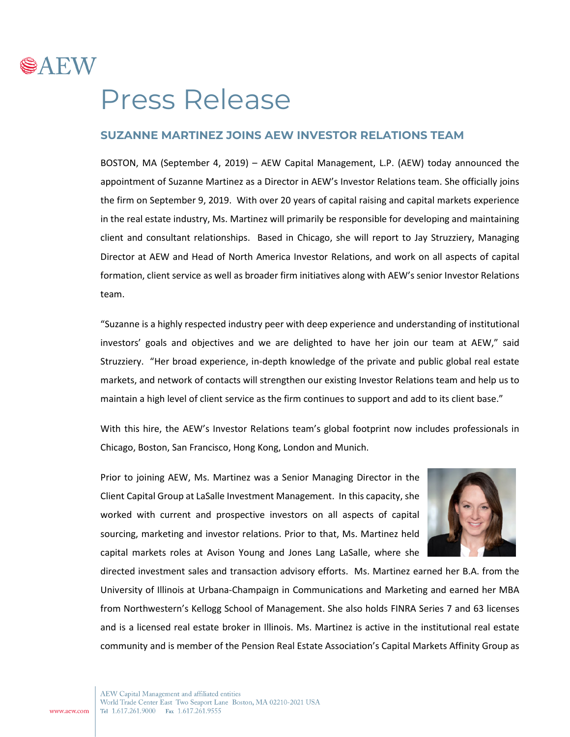# Press Release

## SUZANNE MARTINEZ JOINS AEW INVESTOR RELATIONS TEAM

BOSTON, MA (September 4, 2019) – AEW Capital Management, L.P. (AEW) today announced the appointment of Suzanne Martinez as a Director in AEW's Investor Relations team. She officially joins the firm on September 9, 2019. With over 20 years of capital raising and capital markets experience in the real estate industry, Ms. Martinez will primarily be responsible for developing and maintaining client and consultant relationships. Based in Chicago, she will report to Jay Struzziery, Managing Director at AEW and Head of North America Investor Relations, and work on all aspects of capital formation, client service as well as broader firm initiatives along with AEW's senior Investor Relations team.

"Suzanne is a highly respected industry peer with deep experience and understanding of institutional investors' goals and objectives and we are delighted to have her join our team at AEW," said Struzziery. "Her broad experience, in-depth knowledge of the private and public global real estate markets, and network of contacts will strengthen our existing Investor Relations team and help us to maintain a high level of client service as the firm continues to support and add to its client base."

With this hire, the AEW's Investor Relations team's global footprint now includes professionals in Chicago, Boston, San Francisco, Hong Kong, London and Munich.

Prior to joining AEW, Ms. Martinez was a Senior Managing Director in the Client Capital Group at LaSalle Investment Management. In this capacity, she worked with current and prospective investors on all aspects of capital sourcing, marketing and investor relations. Prior to that, Ms. Martinez held capital markets roles at Avison Young and Jones Lang LaSalle, where she directed investment sales and transaction advisory efforts. Ms. Martinez earned her B.A. from the University of Illinois at Urbana-Champaign in Communications and Marketing and earned her MBA from Northwestern's Kellogg School of Management. She also holds FINRA Series 7 and 63 licenses and is a licensed real estate broker in Illinois. Ms. Martinez is active in the institutional real estate community and is member of the Pension Real Estate Association's Capital Markets Affinity Group as

www.aew.com

AEW Capital Management and affiliated entities
World Trade Center East Two Seaport Lane Boston, MA 02210-2021 USA
Tel 1.617.261.9000 Fax 1.617.261.9555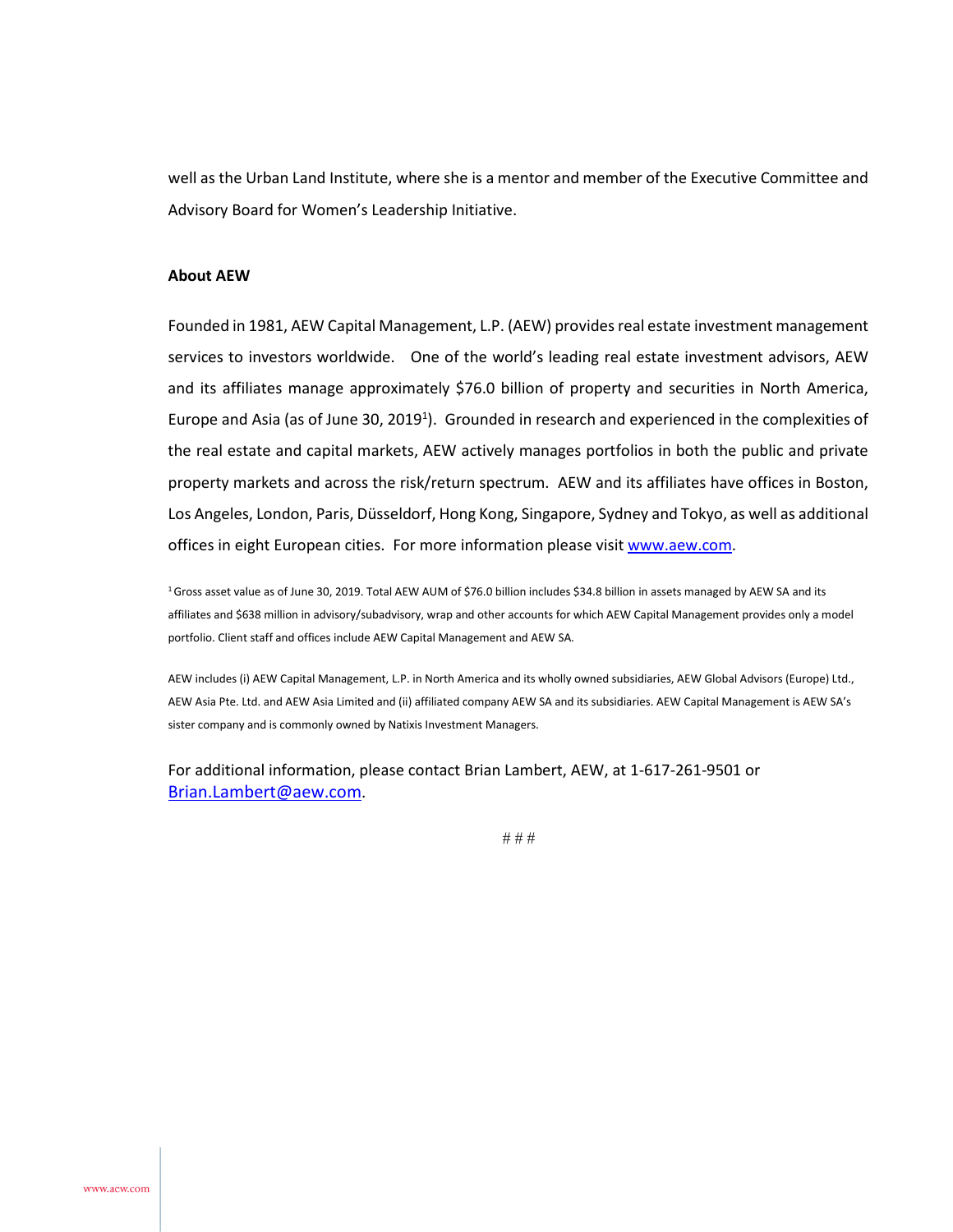well as the Urban Land Institute, where she is a mentor and member of the Executive Committee and Advisory Board for Women's Leadership Initiative.

**About AEW**

Founded in 1981, AEW Capital Management, L.P. (AEW) provides real estate investment management services to investors worldwide. One of the world's leading real estate investment advisors, AEW and its affiliates manage approximately $76.0 billion of property and securities in North America, Europe and Asia (as of June 30, 2019[1]). Grounded in research and experienced in the complexities of the real estate and capital markets, AEW actively manages portfolios in both the public and private property markets and across the risk/return spectrum. AEW and its affiliates have offices in Boston, Los Angeles, London, Paris, Düsseldorf, Hong Kong, Singapore, Sydney and Tokyo, as well as additional offices in eight European cities. For more information please visit www.aew.com.

[1] Gross asset value as of June 30, 2019. Total AEW AUM of $76.0 billion includes $34.8 billion in assets managed by AEW SA and its affiliates and $638 million in advisory/subadvisory, wrap and other accounts for which AEW Capital Management provides only a model portfolio. Client staff and offices include AEW Capital Management and AEW SA.

AEW includes (i) AEW Capital Management, L.P. in North America and its wholly owned subsidiaries, AEW Global Advisors (Europe) Ltd., AEW Asia Pte. Ltd. and AEW Asia Limited and (ii) affiliated company AEW SA and its subsidiaries. AEW Capital Management is AEW SA's sister company and is commonly owned by Natixis Investment Managers.

For additional information, please contact Brian Lambert, AEW, at 1-617-261-9501 or Brian.Lambert@aew.com.

# # #